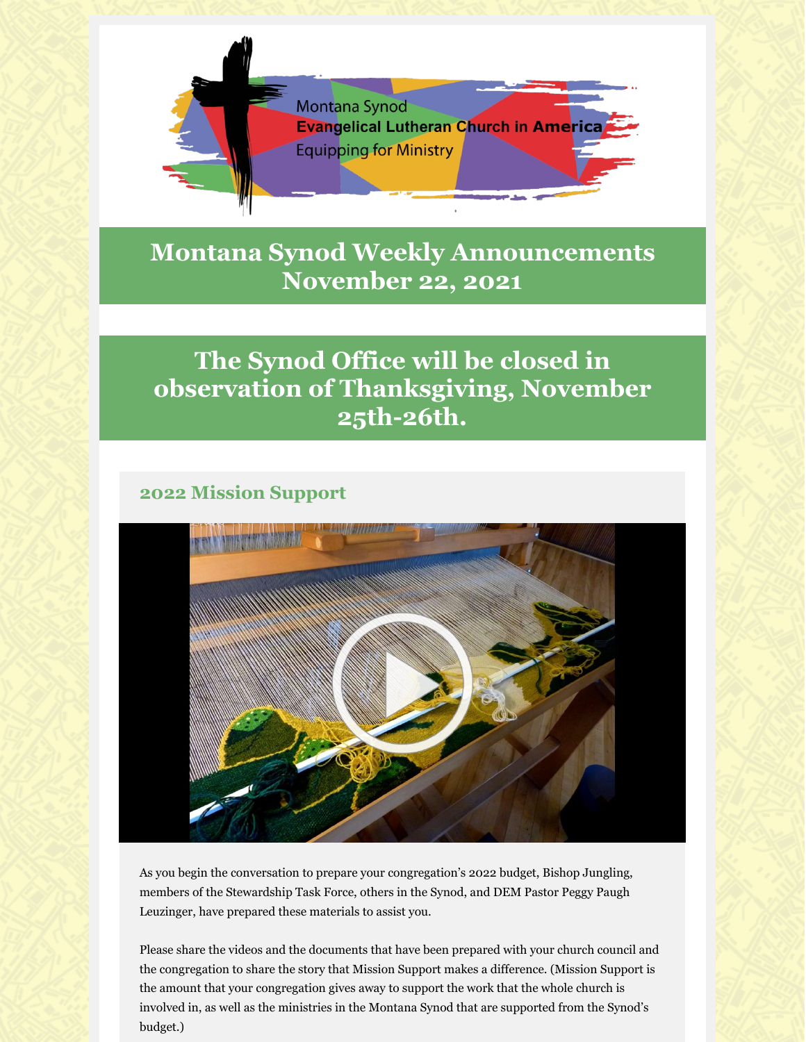Montana Synod
**Evangelical Lutheran Church in America**
Equipping for Ministry

# Montana Synod Weekly Announcements November 22, 2021

# The Synod Office will be closed in observation of Thanksgiving, November 25th-26th.

## 2022 Mission Support

As you begin the conversation to prepare your congregation's 2022 budget, Bishop Jungling, members of the Stewardship Task Force, others in the Synod, and DEM Pastor Peggy Paugh Leuzinger, have prepared these materials to assist you.

Please share the videos and the documents that have been prepared with your church council and the congregation to share the story that Mission Support makes a difference. (Mission Support is the amount that your congregation gives away to support the work that the whole church is involved in, as well as the ministries in the Montana Synod that are supported from the Synod's budget.)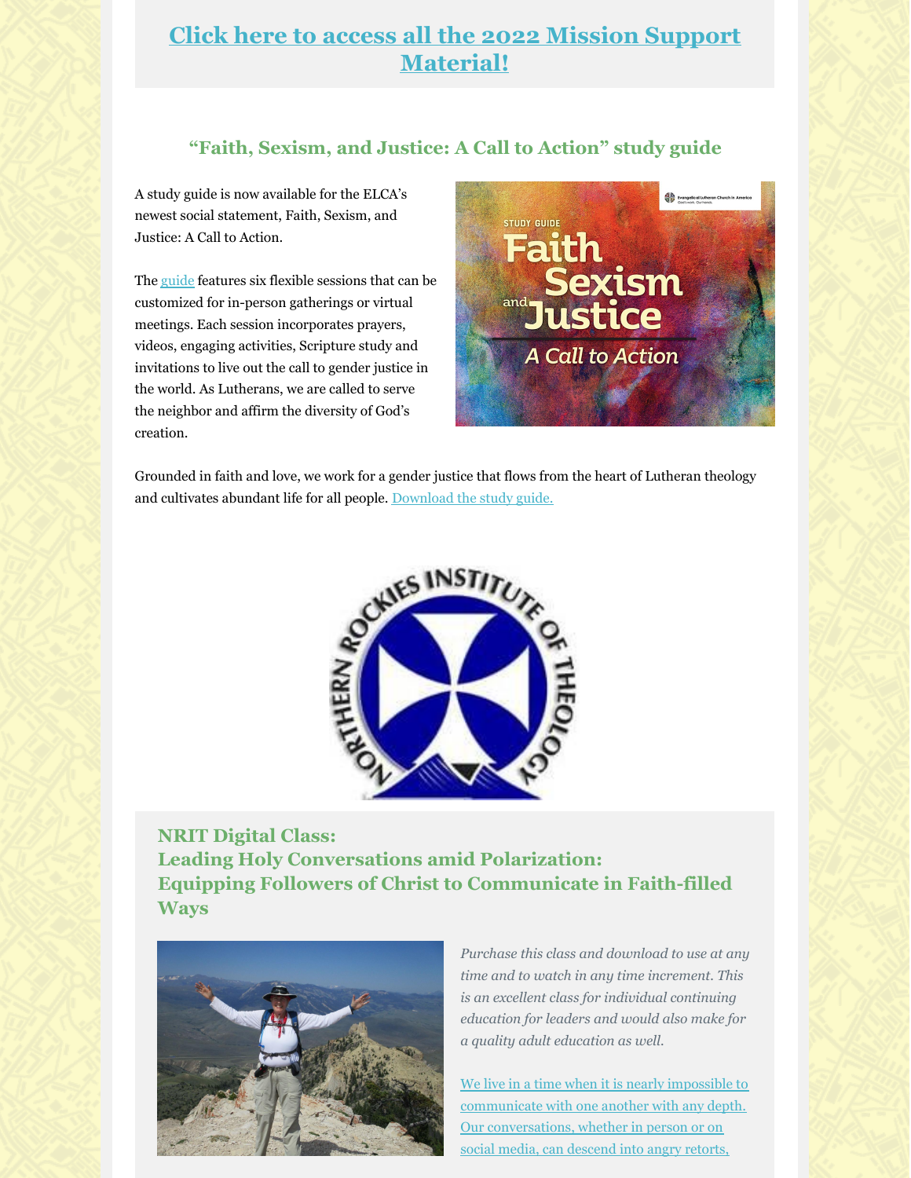## [Click here to access all the 2022 Mission Support Material!]

### "Faith, Sexism, and Justice: A Call to Action" study guide

A study guide is now available for the ELCA's newest social statement, Faith, Sexism, and Justice: A Call to Action.

The guide features six flexible sessions that can be customized for in-person gatherings or virtual meetings. Each session incorporates prayers, videos, engaging activities, Scripture study and invitations to live out the call to gender justice in the world. As Lutherans, we are called to serve the neighbor and affirm the diversity of God's creation.

Grounded in faith and love, we work for a gender justice that flows from the heart of Lutheran theology and cultivates abundant life for all people. Download the study guide.

### NRIT Digital Class:
### Leading Holy Conversations amid Polarization:
### Equipping Followers of Christ to Communicate in Faith-filled Ways

*Purchase this class and download to use at any time and to watch in any time increment. This is an excellent class for individual continuing education for leaders and would also make for a quality adult education as well.*

We live in a time when it is nearly impossible to communicate with one another with any depth. Our conversations, whether in person or on social media, can descend into angry retorts,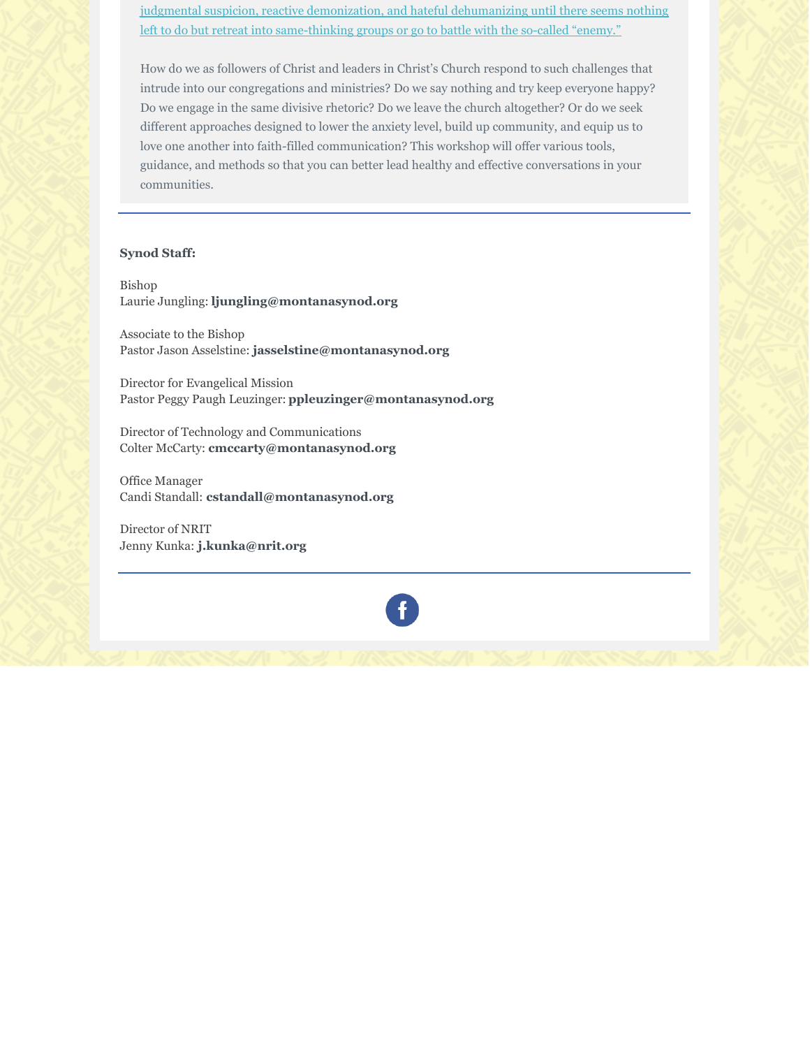judgmental suspicion, reactive demonization, and hateful dehumanizing until there seems nothing left to do but retreat into same-thinking groups or go to battle with the so-called "enemy."

How do we as followers of Christ and leaders in Christ's Church respond to such challenges that intrude into our congregations and ministries? Do we say nothing and try keep everyone happy? Do we engage in the same divisive rhetoric? Do we leave the church altogether? Or do we seek different approaches designed to lower the anxiety level, build up community, and equip us to love one another into faith-filled communication? This workshop will offer various tools, guidance, and methods so that you can better lead healthy and effective conversations in your communities.

---

**Synod Staff:**

Bishop
Laurie Jungling: **ljungling@montanasynod.org**

Associate to the Bishop
Pastor Jason Asselstine: **jasselstine@montanasynod.org**

Director for Evangelical Mission
Pastor Peggy Paugh Leuzinger: **ppleuzinger@montanasynod.org**

Director of Technology and Communications
Colter McCarty: **cmccarty@montanasynod.org**

Office Manager
Candi Standall: **cstandall@montanasynod.org**

Director of NRIT
Jenny Kunka: **j.kunka@nrit.org**

---